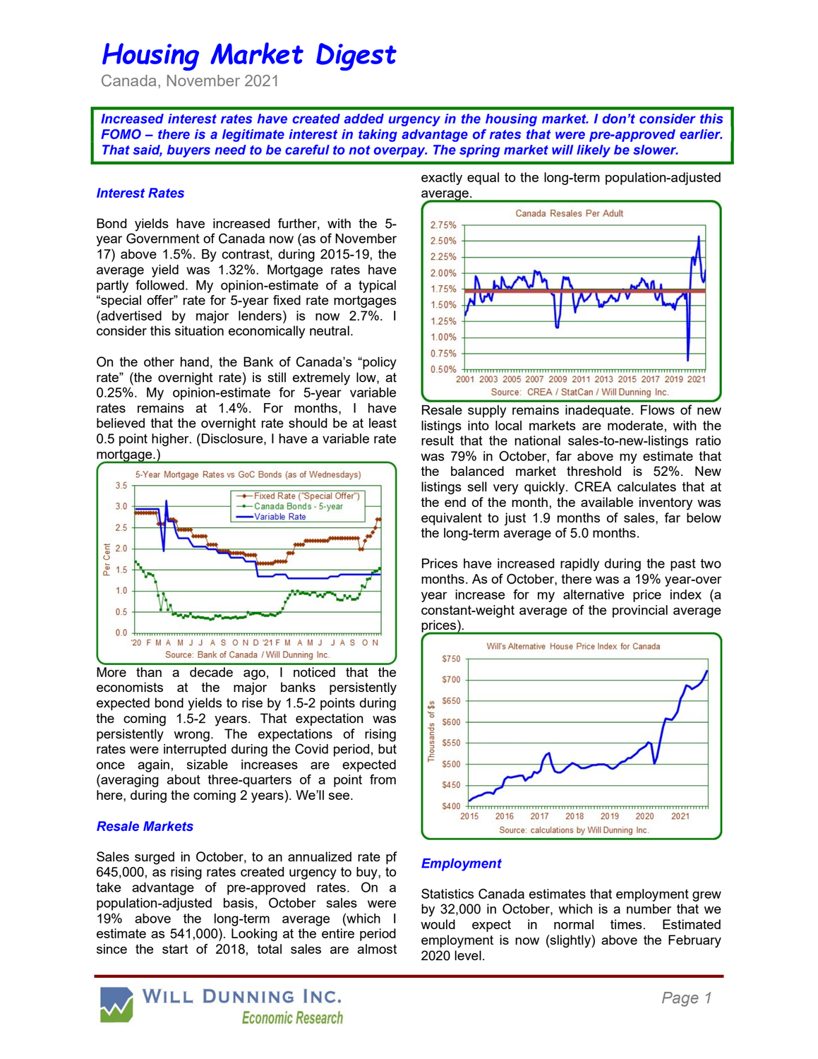# Housing Market Digest

Canada, November 2021

**Increased interest rates have created added urgency in the housing market. I don't consider this FOMO – there is a legitimate interest in taking advantage of rates that were pre-approved earlier. That said, buyers need to be careful to not overpay. The spring market will likely be slower.**

### Interest Rates

Bond yields have increased further, with the 5-year Government of Canada now (as of November 17) above 1.5%. By contrast, during 2015-19, the average yield was 1.32%. Mortgage rates have partly followed. My opinion-estimate of a typical "special offer" rate for 5-year fixed rate mortgages (advertised by major lenders) is now 2.7%. I consider this situation economically neutral.

On the other hand, the Bank of Canada's "policy rate" (the overnight rate) is still extremely low, at 0.25%. My opinion-estimate for 5-year variable rates remains at 1.4%. For months, I have believed that the overnight rate should be at least 0.5 point higher. (Disclosure, I have a variable rate mortgage.)

More than a decade ago, I noticed that the economists at the major banks persistently expected bond yields to rise by 1.5-2 points during the coming 1.5-2 years. That expectation was persistently wrong. The expectations of rising rates were interrupted during the Covid period, but once again, sizable increases are expected (averaging about three-quarters of a point from here, during the coming 2 years). We'll see.

### Resale Markets

Sales surged in October, to an annualized rate pf 645,000, as rising rates created urgency to buy, to take advantage of pre-approved rates. On a population-adjusted basis, October sales were 19% above the long-term average (which I estimate as 541,000). Looking at the entire period since the start of 2018, total sales are almost exactly equal to the long-term population-adjusted average.

Resale supply remains inadequate. Flows of new listings into local markets are moderate, with the result that the national sales-to-new-listings ratio was 79% in October, far above my estimate that the balanced market threshold is 52%. New listings sell very quickly. CREA calculates that at the end of the month, the available inventory was equivalent to just 1.9 months of sales, far below the long-term average of 5.0 months.

Prices have increased rapidly during the past two months. As of October, there was a 19% year-over year increase for my alternative price index (a constant-weight average of the provincial average prices).

### Employment

Statistics Canada estimates that employment grew by 32,000 in October, which is a number that we would expect in normal times. Estimated employment is now (slightly) above the February 2020 level.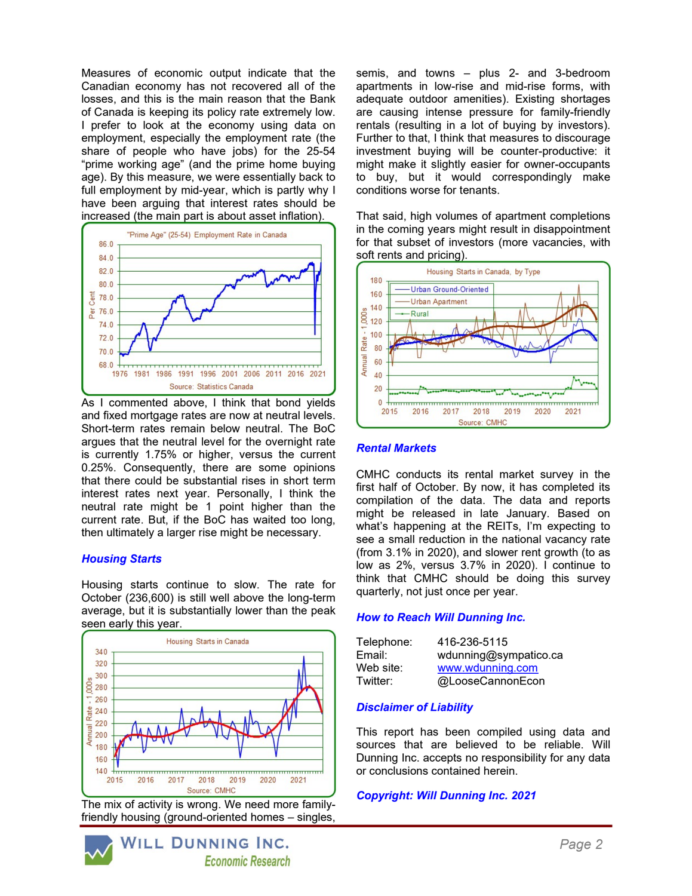Measures of economic output indicate that the Canadian economy has not recovered all of the losses, and this is the main reason that the Bank of Canada is keeping its policy rate extremely low. I prefer to look at the economy using data on employment, especially the employment rate (the share of people who have jobs) for the 25-54 "prime working age" (and the prime home buying age). By this measure, we were essentially back to full employment by mid-year, which is partly why I have been arguing that interest rates should be increased (the main part is about asset inflation).

"Prime Age" (25-54) Employment Rate in Canada

Per Cent

86.0
84.0
82.0
80.0
78.0
76.0
74.0
72.0
70.0
68.0

1976 1981 1986 1991 1996 2001 2006 2011 2016 2021

Source: Statistics Canada

As I commented above, I think that bond yields and fixed mortgage rates are now at neutral levels. Short-term rates remain below neutral. The BoC argues that the neutral level for the overnight rate is currently 1.75% or higher, versus the current 0.25%. Consequently, there are some opinions that there could be substantial rises in short term interest rates next year. Personally, I think the neutral rate might be 1 point higher than the current rate. But, if the BoC has waited too long, then ultimately a larger rise might be necessary.

### Housing Starts

Housing starts continue to slow. The rate for October (236,600) is still well above the long-term average, but it is substantially lower than the peak seen early this year.

Housing Starts in Canada

Annual Rate - 1,000s

340
320
300
280
260
240
220
200
180
160
140

2015 2016 2017 2018 2019 2020 2021

Source: CMHC

The mix of activity is wrong. We need more family-friendly housing (ground-oriented homes – singles, semis, and towns – plus 2- and 3-bedroom apartments in low-rise and mid-rise forms, with adequate outdoor amenities). Existing shortages are causing intense pressure for family-friendly rentals (resulting in a lot of buying by investors). Further to that, I think that measures to discourage investment buying will be counter-productive: it might make it slightly easier for owner-occupants to buy, but it would correspondingly make conditions worse for tenants.

That said, high volumes of apartment completions in the coming years might result in disappointment for that subset of investors (more vacancies, with soft rents and pricing).

Housing Starts in Canada, by Type

Urban Ground-Oriented
Urban Apartment
Rural

Annual Rate - 1,000s

180
160
140
120
100
80
60
40
20
0

2015 2016 2017 2018 2019 2020 2021

Source: CMHC

### Rental Markets

CMHC conducts its rental market survey in the first half of October. By now, it has completed its compilation of the data. The data and reports might be released in late January. Based on what's happening at the REITs, I'm expecting to see a small reduction in the national vacancy rate (from 3.1% in 2020), and slower rent growth (to as low as 2%, versus 3.7% in 2020). I continue to think that CMHC should be doing this survey quarterly, not just once per year.

### How to Reach Will Dunning Inc.

| | |
|---|---|
| Telephone: | 416-236-5115 |
| Email: | wdunning@sympatico.ca |
| Web site: | www.wdunning.com |
| Twitter: | @LooseCannonEcon |

### Disclaimer of Liability

This report has been compiled using data and sources that are believed to be reliable. Will Dunning Inc. accepts no responsibility for any data or conclusions contained herein.

### *Copyright: Will Dunning Inc. 2021*